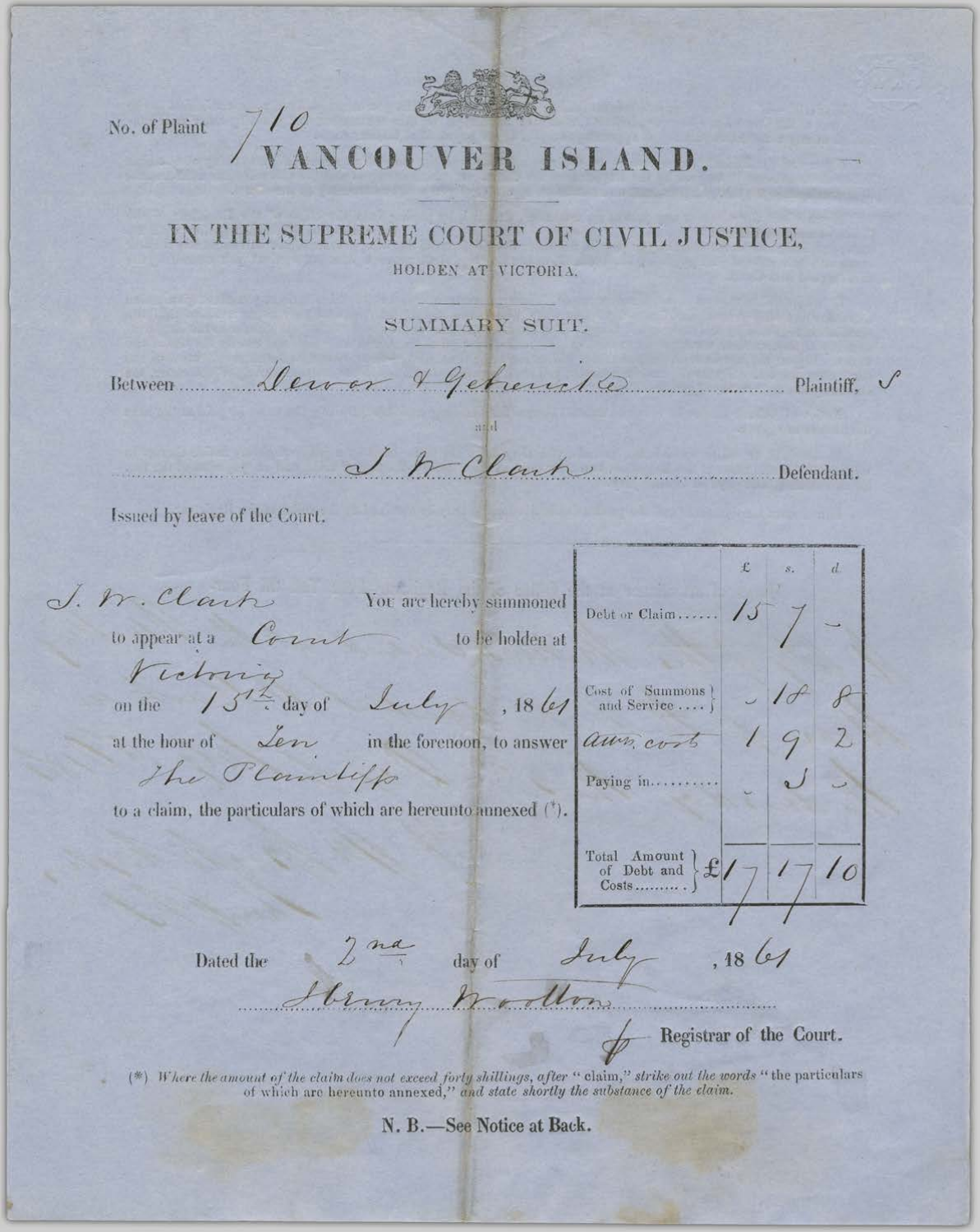No. of Plaint 710

# VANCOUVER ISLAND.

## IN THE SUPREME COURT OF CIVIL JUSTICE,

HOLDEN AT VICTORIA.

SUMMARY SUIT.

Between Dewar & Gebrecht & Co. Plaintiff, s

and

J. W. Clark Defendant.

Issued by leave of the Court.

J. W. Clark You are hereby summoned to appear at a Court to be holden at Victoria on the 15th day of July, 1861 at the hour of Ten in the forenoon, to answer The Plaintiffs to a claim, the particulars of which are hereunto annexed (*).

| | £ | s. | d. |
|---|---|---|---|
| Debt or Claim...... | 15 | 7 | – |
| Cost of Summons and Service .... | – | 18 | 8 |
| Aux. cost | 1 | 9 | 2 |
| Paying in.......... | – | 3 | – |
| Total Amount of Debt and Costs.......... | £17 | 17 | 10 |

Dated the 2nd day of July, 1861

Henry Wootton

Registrar of the Court.

(*) *Where the amount of the claim does not exceed forty shillings, after "claim," strike out the words "the particulars of which are hereunto annexed," and state shortly the substance of the claim.*

**N. B.—See Notice at Back.**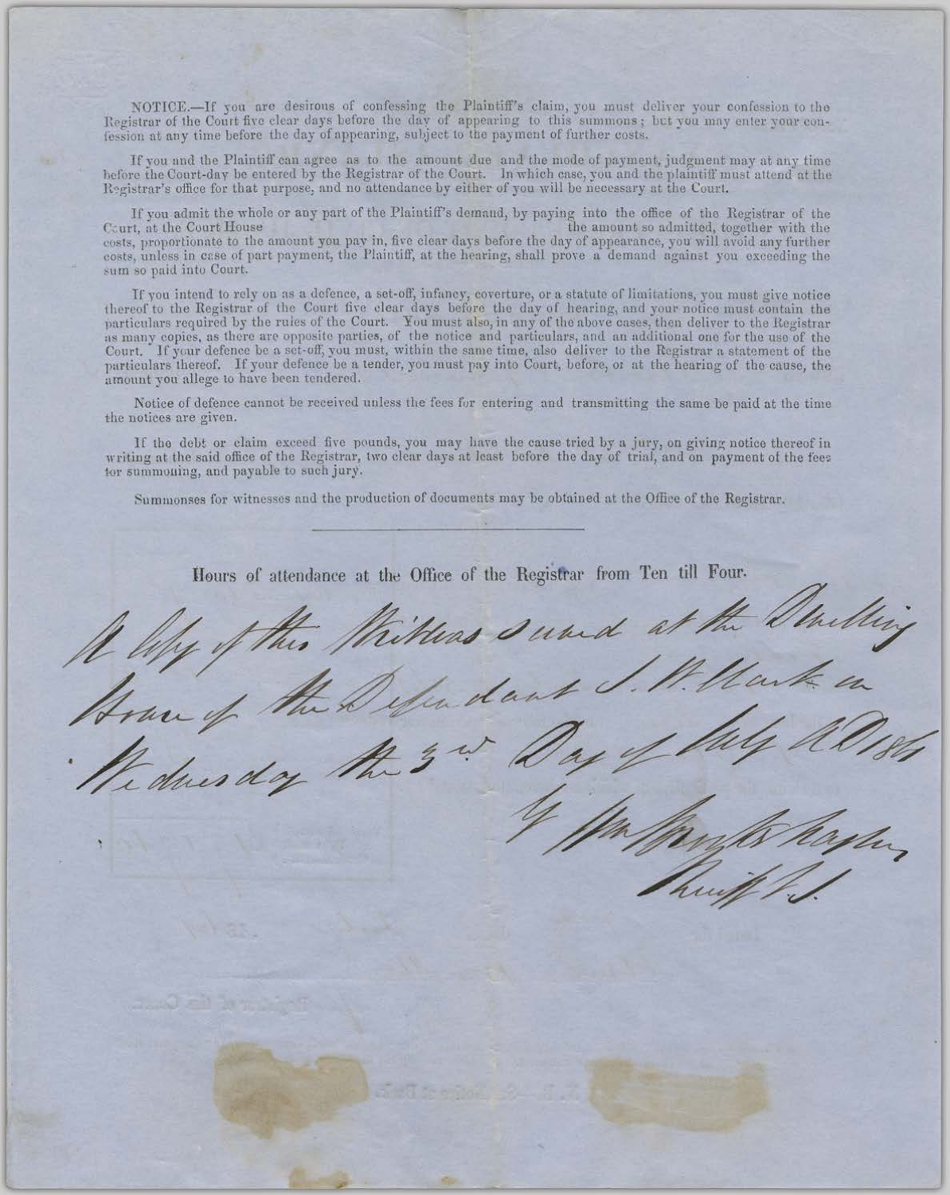NOTICE.—If you are desirous of confessing the Plaintiff's claim, you must deliver your confession to the Registrar of the Court five clear days before the day of appearing to this summons; but you may enter your confession at any time before the day of appearing, subject to the payment of further costs.

If you and the Plaintiff can agree as to the amount due and the mode of payment, judgment may at any time before the Court-day be entered by the Registrar of the Court. In which case, you and the plaintiff must attend at the Registrar's office for that purpose, and no attendance by either of you will be necessary at the Court.

If you admit the whole or any part of the Plaintiff's demand, by paying into the office of the Registrar of the Court, at the Court House the amount so admitted, together with the costs, proportionate to the amount you pay in, five clear days before the day of appearance, you will avoid any further costs, unless in case of part payment, the Plaintiff, at the hearing, shall prove a demand against you exceeding the sum so paid into Court.

If you intend to rely on as a defence, a set-off, infancy, coverture, or a statute of limitations, you must give notice thereof to the Registrar of the Court five clear days before the day of hearing, and your notice must contain the particulars required by the rules of the Court. You must also, in any of the above cases, then deliver to the Registrar as many copies, as there are opposite parties, of the notice and particulars, and an additional one for the use of the Court. If your defence be a set-off, you must, within the same time, also deliver to the Registrar a statement of the particulars thereof. If your defence be a tender, you must pay into Court, before, or at the hearing of the cause, the amount you allege to have been tendered.

Notice of defence cannot be received unless the fees for entering and transmitting the same be paid at the time the notices are given.

If the debt or claim exceed five pounds, you may have the cause tried by a jury, on giving notice thereof in writing at the said office of the Registrar, two clear days at least before the day of trial, and on payment of the fees for summoning, and payable to such jury.

Summonses for witnesses and the production of documents may be obtained at the Office of the Registrar.

---

Hours of attendance at the Office of the Registrar from Ten till Four.

A Copy of this Writ was served at the Dwelling House of the Defendant J. W. Clark on Wednesday the 3rd Day of July AD 1861

by Wm Broughton
Sheriff J. J.